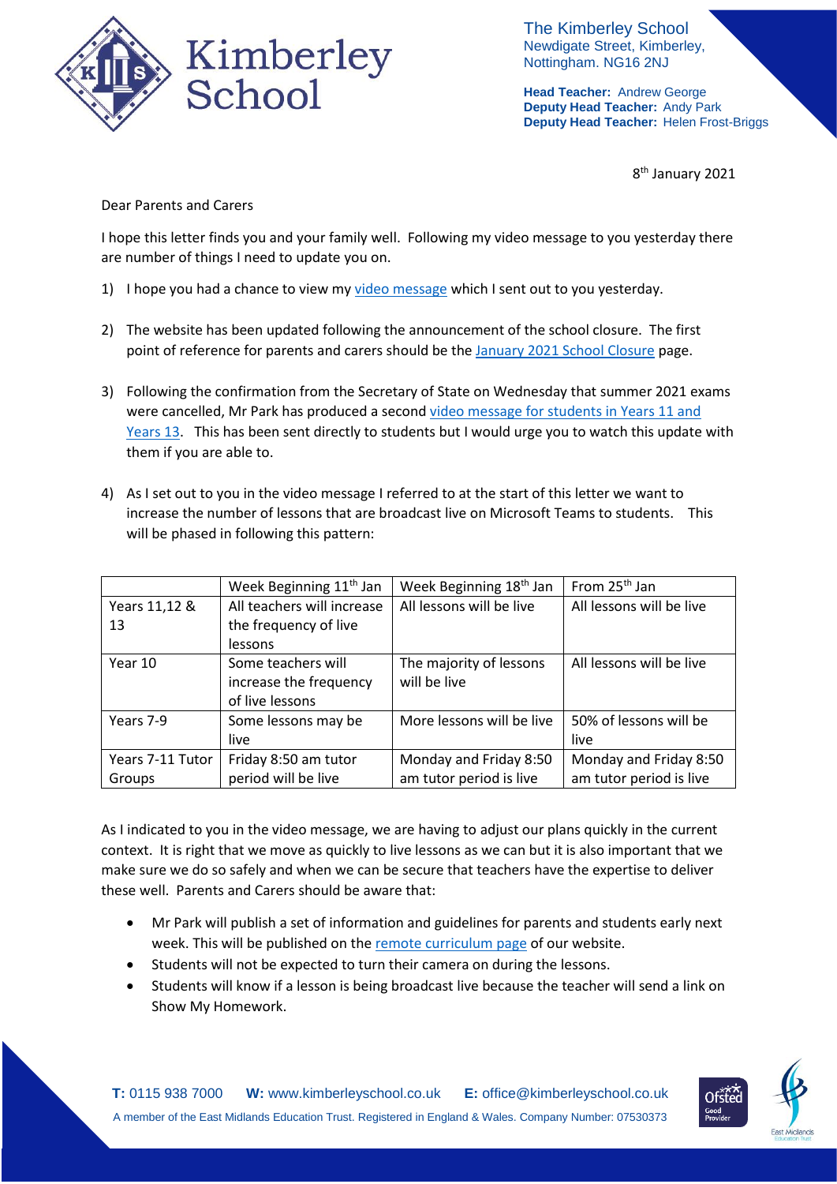**The Kimberley School**
Newdigate Street, Kimberley,
Nottingham. NG16 2NJ

**Head Teacher:** Andrew George
**Deputy Head Teacher:** Andy Park
**Deputy Head Teacher:** Helen Frost-Briggs

8th January 2021

Dear Parents and Carers

I hope this letter finds you and your family well. Following my video message to you yesterday there are number of things I need to update you on.

1) I hope you had a chance to view my video message which I sent out to you yesterday.

2) The website has been updated following the announcement of the school closure. The first point of reference for parents and carers should be the January 2021 School Closure page.

3) Following the confirmation from the Secretary of State on Wednesday that summer 2021 exams were cancelled, Mr Park has produced a second video message for students in Years 11 and Years 13. This has been sent directly to students but I would urge you to watch this update with them if you are able to.

4) As I set out to you in the video message I referred to at the start of this letter we want to increase the number of lessons that are broadcast live on Microsoft Teams to students. This will be phased in following this pattern:

| | Week Beginning 11th Jan | Week Beginning 18th Jan | From 25th Jan |
|---|---|---|---|
| Years 11,12 & 13 | All teachers will increase the frequency of live lessons | All lessons will be live | All lessons will be live |
| Year 10 | Some teachers will increase the frequency of live lessons | The majority of lessons will be live | All lessons will be live |
| Years 7-9 | Some lessons may be live | More lessons will be live | 50% of lessons will be live |
| Years 7-11 Tutor Groups | Friday 8:50 am tutor period will be live | Monday and Friday 8:50 am tutor period is live | Monday and Friday 8:50 am tutor period is live |

As I indicated to you in the video message, we are having to adjust our plans quickly in the current context. It is right that we move as quickly to live lessons as we can but it is also important that we make sure we do so safely and when we can be secure that teachers have the expertise to deliver these well. Parents and Carers should be aware that:

- Mr Park will publish a set of information and guidelines for parents and students early next week. This will be published on the remote curriculum page of our website.
- Students will not be expected to turn their camera on during the lessons.
- Students will know if a lesson is being broadcast live because the teacher will send a link on Show My Homework.

**T:** 0115 938 7000 **W:** www.kimberleyschool.co.uk **E:** office@kimberleyschool.co.uk
A member of the East Midlands Education Trust. Registered in England & Wales. Company Number: 07530373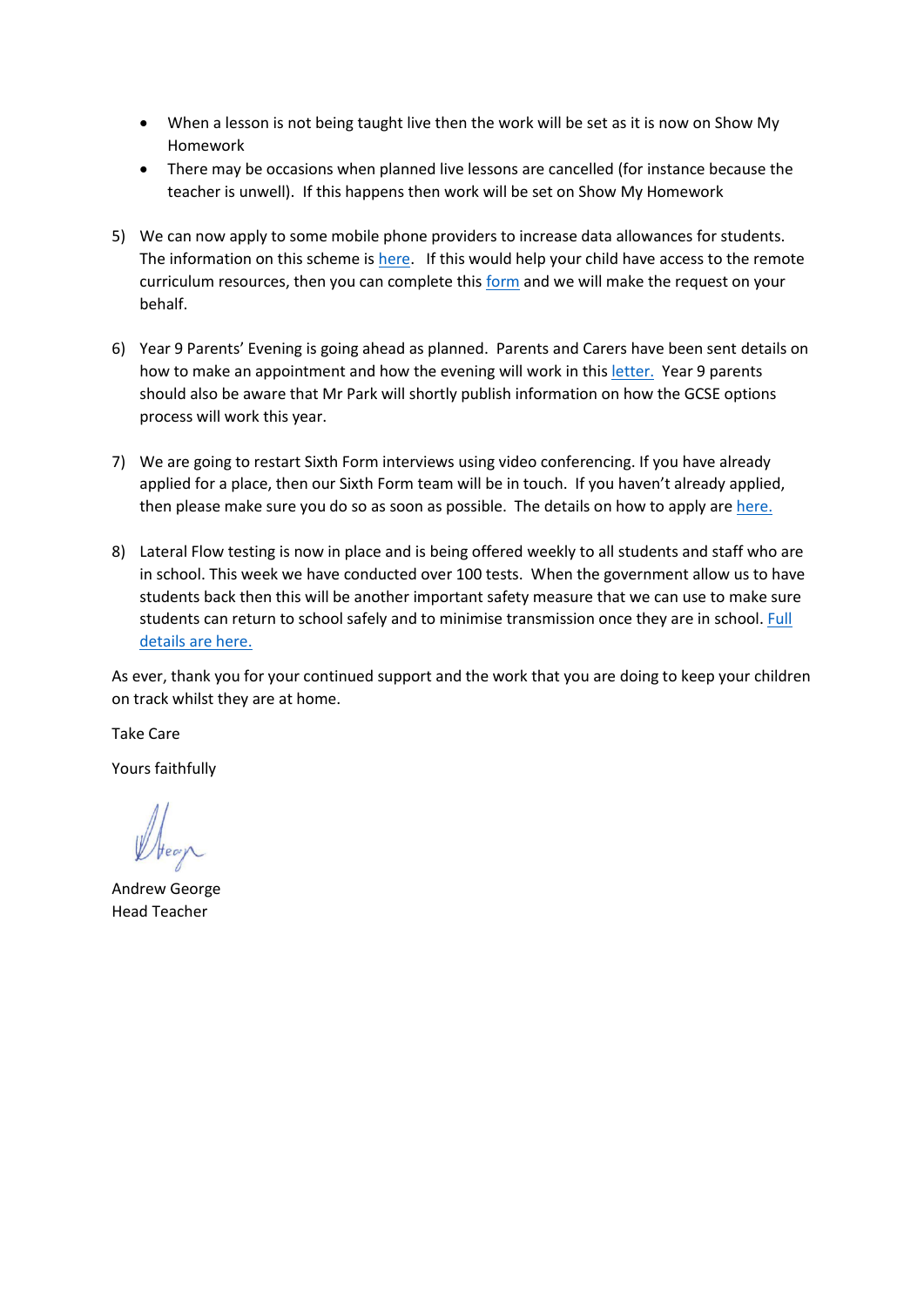- When a lesson is not being taught live then the work will be set as it is now on Show My Homework
- There may be occasions when planned live lessons are cancelled (for instance because the teacher is unwell). If this happens then work will be set on Show My Homework

5) We can now apply to some mobile phone providers to increase data allowances for students. The information on this scheme is here. If this would help your child have access to the remote curriculum resources, then you can complete this form and we will make the request on your behalf.

6) Year 9 Parents' Evening is going ahead as planned. Parents and Carers have been sent details on how to make an appointment and how the evening will work in this letter. Year 9 parents should also be aware that Mr Park will shortly publish information on how the GCSE options process will work this year.

7) We are going to restart Sixth Form interviews using video conferencing. If you have already applied for a place, then our Sixth Form team will be in touch. If you haven't already applied, then please make sure you do so as soon as possible. The details on how to apply are here.

8) Lateral Flow testing is now in place and is being offered weekly to all students and staff who are in school. This week we have conducted over 100 tests. When the government allow us to have students back then this will be another important safety measure that we can use to make sure students can return to school safely and to minimise transmission once they are in school. Full details are here.

As ever, thank you for your continued support and the work that you are doing to keep your children on track whilst they are at home.

Take Care

Yours faithfully

Andrew George
Head Teacher